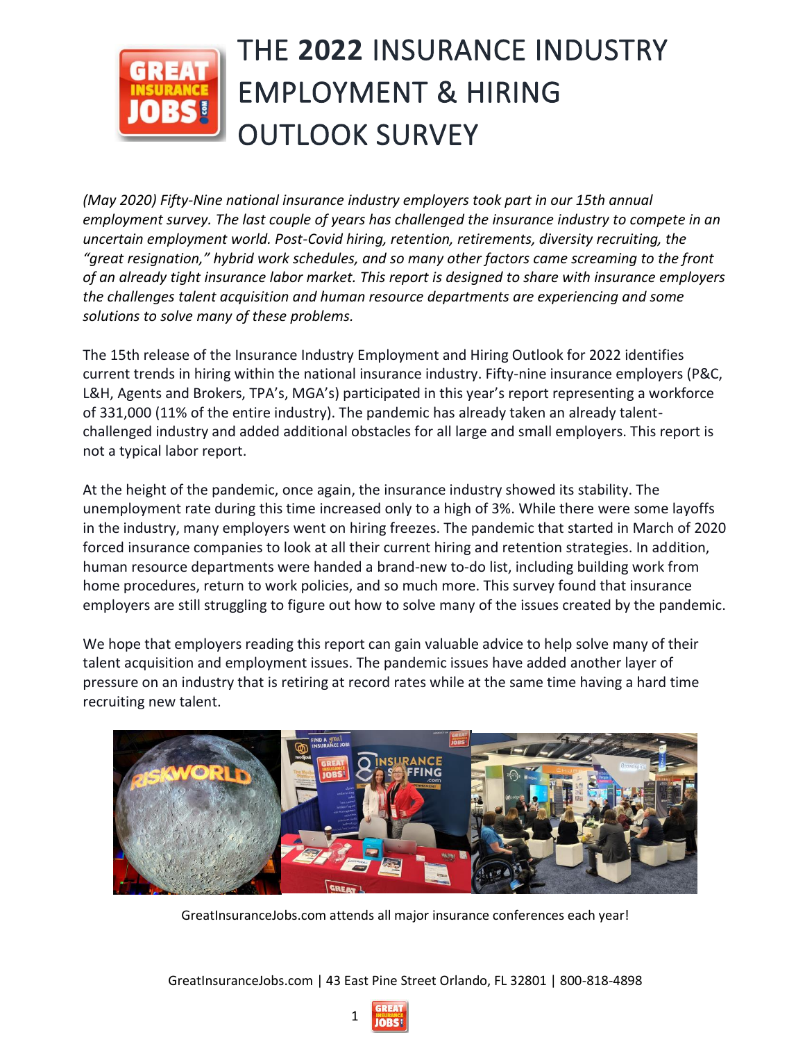# THE **2022** INSURANCE INDUSTRY EMPLOYMENT & HIRING OUTLOOK SURVEY

*(May 2020) Fifty-Nine national insurance industry employers took part in our 15th annual employment survey. The last couple of years has challenged the insurance industry to compete in an uncertain employment world. Post-Covid hiring, retention, retirements, diversity recruiting, the "great resignation," hybrid work schedules, and so many other factors came screaming to the front of an already tight insurance labor market. This report is designed to share with insurance employers the challenges talent acquisition and human resource departments are experiencing and some solutions to solve many of these problems.*

The 15th release of the Insurance Industry Employment and Hiring Outlook for 2022 identifies current trends in hiring within the national insurance industry. Fifty-nine insurance employers (P&C, L&H, Agents and Brokers, TPA's, MGA's) participated in this year's report representing a workforce of 331,000 (11% of the entire industry). The pandemic has already taken an already talent-challenged industry and added additional obstacles for all large and small employers. This report is not a typical labor report.

At the height of the pandemic, once again, the insurance industry showed its stability. The unemployment rate during this time increased only to a high of 3%. While there were some layoffs in the industry, many employers went on hiring freezes. The pandemic that started in March of 2020 forced insurance companies to look at all their current hiring and retention strategies. In addition, human resource departments were handed a brand-new to-do list, including building work from home procedures, return to work policies, and so much more. This survey found that insurance employers are still struggling to figure out how to solve many of the issues created by the pandemic.

We hope that employers reading this report can gain valuable advice to help solve many of their talent acquisition and employment issues. The pandemic issues have added another layer of pressure on an industry that is retiring at record rates while at the same time having a hard time recruiting new talent.

GreatInsuranceJobs.com attends all major insurance conferences each year!

GreatInsuranceJobs.com | 43 East Pine Street Orlando, FL 32801 | 800-818-4898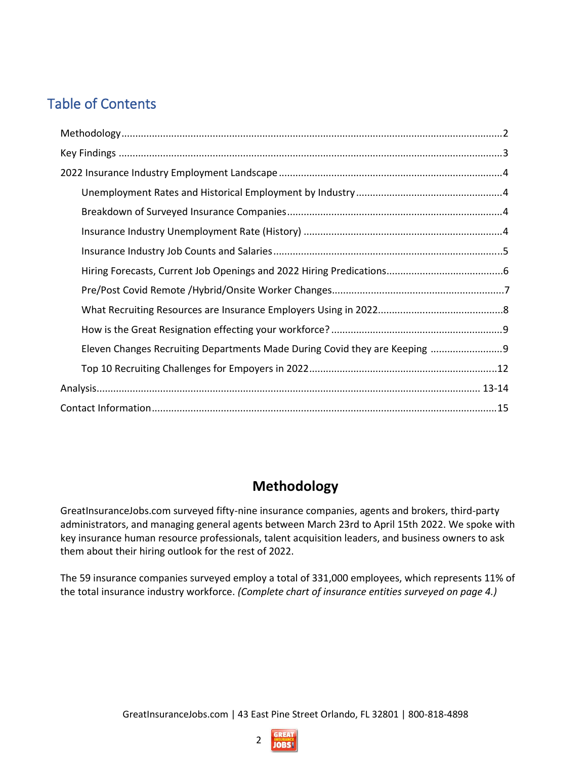## Table of Contents

- Methodology ........ 2
- Key Findings ........ 3
- 2022 Insurance Industry Employment Landscape ........ 4
  - Unemployment Rates and Historical Employment by Industry ........ 4
  - Breakdown of Surveyed Insurance Companies ........ 4
  - Insurance Industry Unemployment Rate (History) ........ 4
  - Insurance Industry Job Counts and Salaries ........ 5
  - Hiring Forecasts, Current Job Openings and 2022 Hiring Predications ........ 6
  - Pre/Post Covid Remote /Hybrid/Onsite Worker Changes ........ 7
  - What Recruiting Resources are Insurance Employers Using in 2022 ........ 8
  - How is the Great Resignation effecting your workforce? ........ 9
  - Eleven Changes Recruiting Departments Made During Covid they are Keeping ........ 9
  - Top 10 Recruiting Challenges for Empoyers in 2022 ........ 12
- Analysis ........ 13-14
- Contact Information ........ 15

## Methodology

GreatInsuranceJobs.com surveyed fifty-nine insurance companies, agents and brokers, third-party administrators, and managing general agents between March 23rd to April 15th 2022. We spoke with key insurance human resource professionals, talent acquisition leaders, and business owners to ask them about their hiring outlook for the rest of 2022.

The 59 insurance companies surveyed employ a total of 331,000 employees, which represents 11% of the total insurance industry workforce. *(Complete chart of insurance entities surveyed on page 4.)*

GreatInsuranceJobs.com | 43 East Pine Street Orlando, FL 32801 | 800-818-4898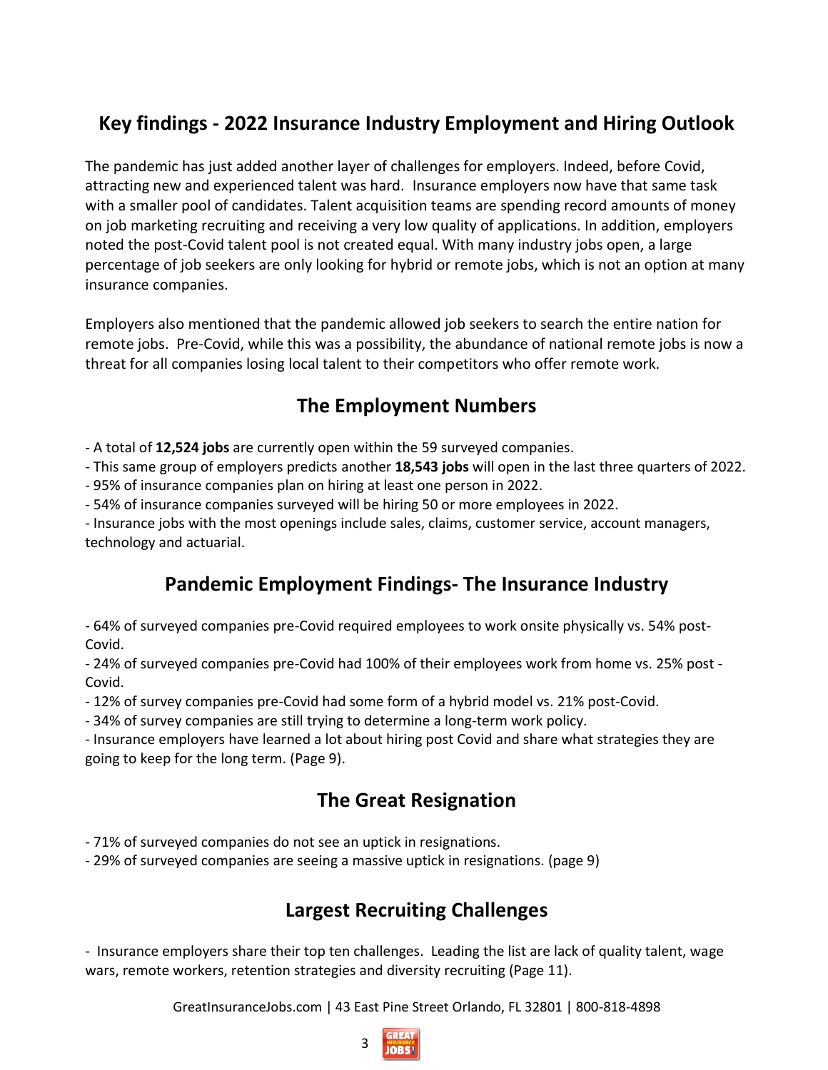## Key findings - 2022 Insurance Industry Employment and Hiring Outlook

The pandemic has just added another layer of challenges for employers. Indeed, before Covid, attracting new and experienced talent was hard. Insurance employers now have that same task with a smaller pool of candidates. Talent acquisition teams are spending record amounts of money on job marketing recruiting and receiving a very low quality of applications. In addition, employers noted the post-Covid talent pool is not created equal. With many industry jobs open, a large percentage of job seekers are only looking for hybrid or remote jobs, which is not an option at many insurance companies.

Employers also mentioned that the pandemic allowed job seekers to search the entire nation for remote jobs. Pre-Covid, while this was a possibility, the abundance of national remote jobs is now a threat for all companies losing local talent to their competitors who offer remote work.

## The Employment Numbers

- A total of **12,524 jobs** are currently open within the 59 surveyed companies.
- This same group of employers predicts another **18,543 jobs** will open in the last three quarters of 2022.
- 95% of insurance companies plan on hiring at least one person in 2022.
- 54% of insurance companies surveyed will be hiring 50 or more employees in 2022.
- Insurance jobs with the most openings include sales, claims, customer service, account managers, technology and actuarial.

## Pandemic Employment Findings- The Insurance Industry

- 64% of surveyed companies pre-Covid required employees to work onsite physically vs. 54% post-Covid.
- 24% of surveyed companies pre-Covid had 100% of their employees work from home vs. 25% post - Covid.
- 12% of survey companies pre-Covid had some form of a hybrid model vs. 21% post-Covid.
- 34% of survey companies are still trying to determine a long-term work policy.
- Insurance employers have learned a lot about hiring post Covid and share what strategies they are going to keep for the long term. (Page 9).

## The Great Resignation

- 71% of surveyed companies do not see an uptick in resignations.
- 29% of surveyed companies are seeing a massive uptick in resignations. (page 9)

## Largest Recruiting Challenges

- Insurance employers share their top ten challenges. Leading the list are lack of quality talent, wage wars, remote workers, retention strategies and diversity recruiting (Page 11).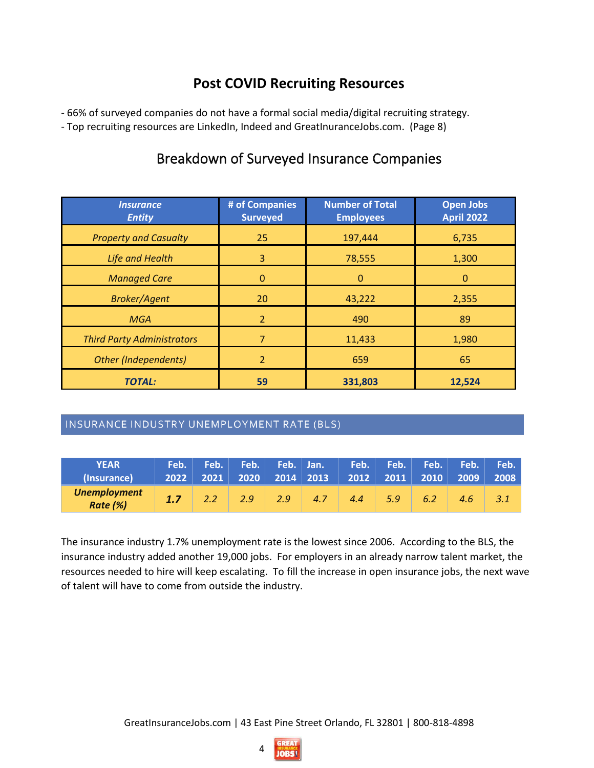## Post COVID Recruiting Resources

- 66% of surveyed companies do not have a formal social media/digital recruiting strategy.
- Top recruiting resources are LinkedIn, Indeed and GreatInsuranceJobs.com. (Page 8)

### Breakdown of Surveyed Insurance Companies

| *Insurance Entity* | # of Companies Surveyed | Number of Total Employees | Open Jobs April 2022 |
|---|---|---|---|
| *Property and Casualty* | 25 | 197,444 | 6,735 |
| *Life and Health* | 3 | 78,555 | 1,300 |
| *Managed Care* | 0 | 0 | 0 |
| *Broker/Agent* | 20 | 43,222 | 2,355 |
| *MGA* | 2 | 490 | 89 |
| *Third Party Administrators* | 7 | 11,433 | 1,980 |
| *Other (Independents)* | 2 | 659 | 65 |
| ***TOTAL:*** | **59** | **331,803** | **12,524** |

### INSURANCE INDUSTRY UNEMPLOYMENT RATE (BLS)

| YEAR (Insurance) | Feb. 2022 | Feb. 2021 | Feb. 2020 | Feb. 2014 | Jan. 2013 | Feb. 2012 | Feb. 2011 | Feb. 2010 | Feb. 2009 | Feb. 2008 |
|---|---|---|---|---|---|---|---|---|---|---|
| ***Unemployment Rate (%)*** | ***1.7*** | *2.2* | *2.9* | *2.9* | *4.7* | *4.4* | *5.9* | *6.2* | *4.6* | *3.1* |

The insurance industry 1.7% unemployment rate is the lowest since 2006. According to the BLS, the insurance industry added another 19,000 jobs. For employers in an already narrow talent market, the resources needed to hire will keep escalating. To fill the increase in open insurance jobs, the next wave of talent will have to come from outside the industry.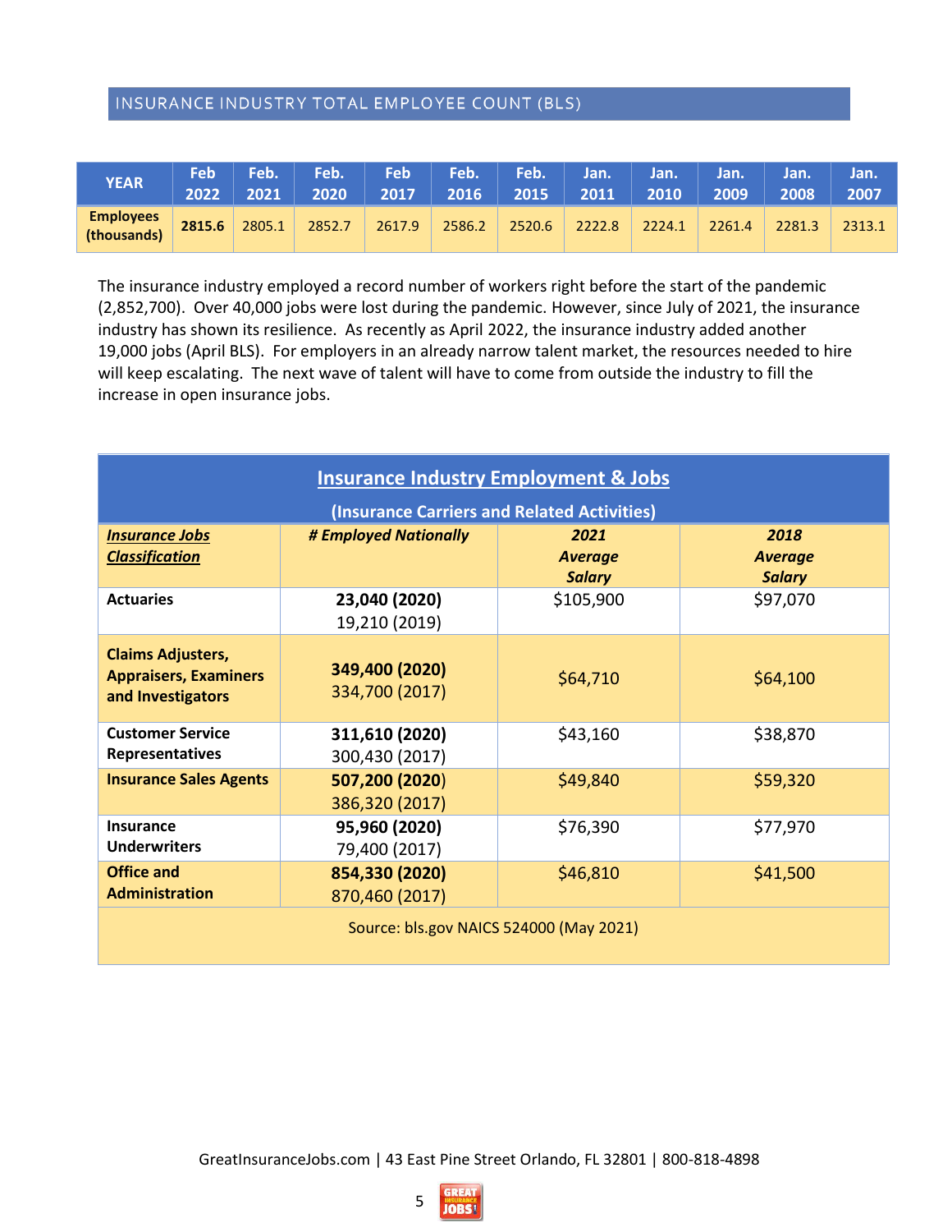## INSURANCE INDUSTRY TOTAL EMPLOYEE COUNT (BLS)

| YEAR | Feb 2022 | Feb. 2021 | Feb. 2020 | Feb 2017 | Feb. 2016 | Feb. 2015 | Jan. 2011 | Jan. 2010 | Jan. 2009 | Jan. 2008 | Jan. 2007 |
|---|---|---|---|---|---|---|---|---|---|---|---|
| Employees (thousands) | **2815.6** | 2805.1 | 2852.7 | 2617.9 | 2586.2 | 2520.6 | 2222.8 | 2224.1 | 2261.4 | 2281.3 | 2313.1 |

The insurance industry employed a record number of workers right before the start of the pandemic (2,852,700). Over 40,000 jobs were lost during the pandemic. However, since July of 2021, the insurance industry has shown its resilience. As recently as April 2022, the insurance industry added another 19,000 jobs (April BLS). For employers in an already narrow talent market, the resources needed to hire will keep escalating. The next wave of talent will have to come from outside the industry to fill the increase in open insurance jobs.

| **Insurance Industry Employment & Jobs** (Insurance Carriers and Related Activities) | | | |
|---|---|---|---|
| ***Insurance Jobs Classification*** | ***# Employed Nationally*** | ***2021 Average Salary*** | ***2018 Average Salary*** |
| **Actuaries** | **23,040 (2020)** 19,210 (2019) | $105,900 | $97,070 |
| **Claims Adjusters, Appraisers, Examiners and Investigators** | **349,400 (2020)** 334,700 (2017) | $64,710 | $64,100 |
| **Customer Service Representatives** | **311,610 (2020)** 300,430 (2017) | $43,160 | $38,870 |
| **Insurance Sales Agents** | **507,200 (2020)** 386,320 (2017) | $49,840 | $59,320 |
| **Insurance Underwriters** | **95,960 (2020)** 79,400 (2017) | $76,390 | $77,970 |
| **Office and Administration** | **854,330 (2020)** 870,460 (2017) | $46,810 | $41,500 |
| Source: bls.gov NAICS 524000 (May 2021) | | | |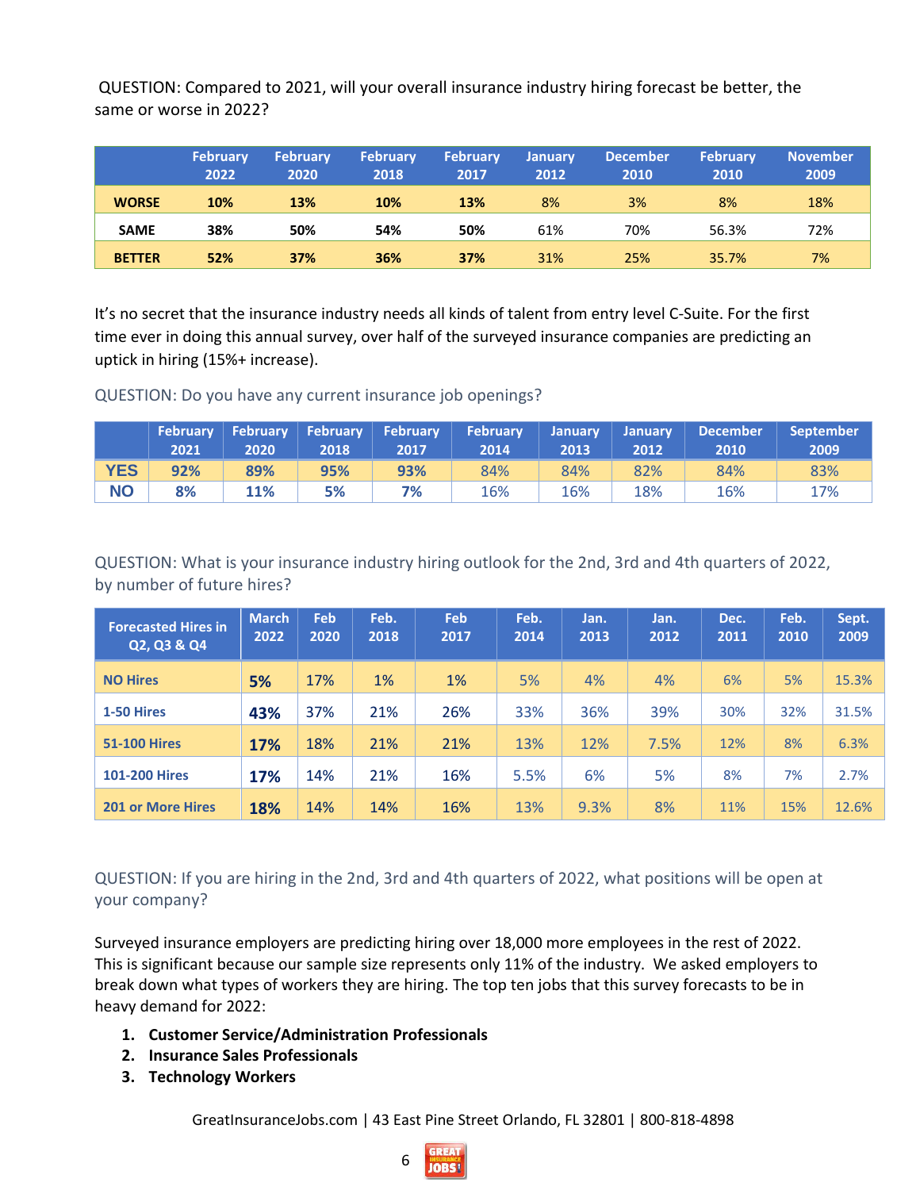QUESTION: Compared to 2021, will your overall insurance industry hiring forecast be better, the same or worse in 2022?

| | February 2022 | February 2020 | February 2018 | February 2017 | January 2012 | December 2010 | February 2010 | November 2009 |
|---|---|---|---|---|---|---|---|---|
| **WORSE** | **10%** | **13%** | **10%** | **13%** | 8% | 3% | 8% | 18% |
| **SAME** | **38%** | **50%** | **54%** | **50%** | 61% | 70% | 56.3% | 72% |
| **BETTER** | **52%** | **37%** | **36%** | **37%** | 31% | 25% | 35.7% | 7% |

It's no secret that the insurance industry needs all kinds of talent from entry level C-Suite. For the first time ever in doing this annual survey, over half of the surveyed insurance companies are predicting an uptick in hiring (15%+ increase).

QUESTION: Do you have any current insurance job openings?

| | February 2021 | February 2020 | February 2018 | February 2017 | February 2014 | January 2013 | January 2012 | December 2010 | September 2009 |
|---|---|---|---|---|---|---|---|---|---|
| **YES** | **92%** | **89%** | **95%** | **93%** | 84% | 84% | 82% | 84% | 83% |
| **NO** | **8%** | **11%** | **5%** | **7%** | 16% | 16% | 18% | 16% | 17% |

QUESTION: What is your insurance industry hiring outlook for the 2nd, 3rd and 4th quarters of 2022, by number of future hires?

| Forecasted Hires in Q2, Q3 & Q4 | March 2022 | Feb 2020 | Feb. 2018 | Feb 2017 | Feb. 2014 | Jan. 2013 | Jan. 2012 | Dec. 2011 | Feb. 2010 | Sept. 2009 |
|---|---|---|---|---|---|---|---|---|---|---|
| **NO Hires** | **5%** | 17% | 1% | 1% | 5% | 4% | 4% | 6% | 5% | 15.3% |
| **1-50 Hires** | **43%** | 37% | 21% | 26% | 33% | 36% | 39% | 30% | 32% | 31.5% |
| **51-100 Hires** | **17%** | 18% | 21% | 21% | 13% | 12% | 7.5% | 12% | 8% | 6.3% |
| **101-200 Hires** | **17%** | 14% | 21% | 16% | 5.5% | 6% | 5% | 8% | 7% | 2.7% |
| **201 or More Hires** | **18%** | 14% | 14% | 16% | 13% | 9.3% | 8% | 11% | 15% | 12.6% |

QUESTION: If you are hiring in the 2nd, 3rd and 4th quarters of 2022, what positions will be open at your company?

Surveyed insurance employers are predicting hiring over 18,000 more employees in the rest of 2022. This is significant because our sample size represents only 11% of the industry. We asked employers to break down what types of workers they are hiring. The top ten jobs that this survey forecasts to be in heavy demand for 2022:

1. **Customer Service/Administration Professionals**
2. **Insurance Sales Professionals**
3. **Technology Workers**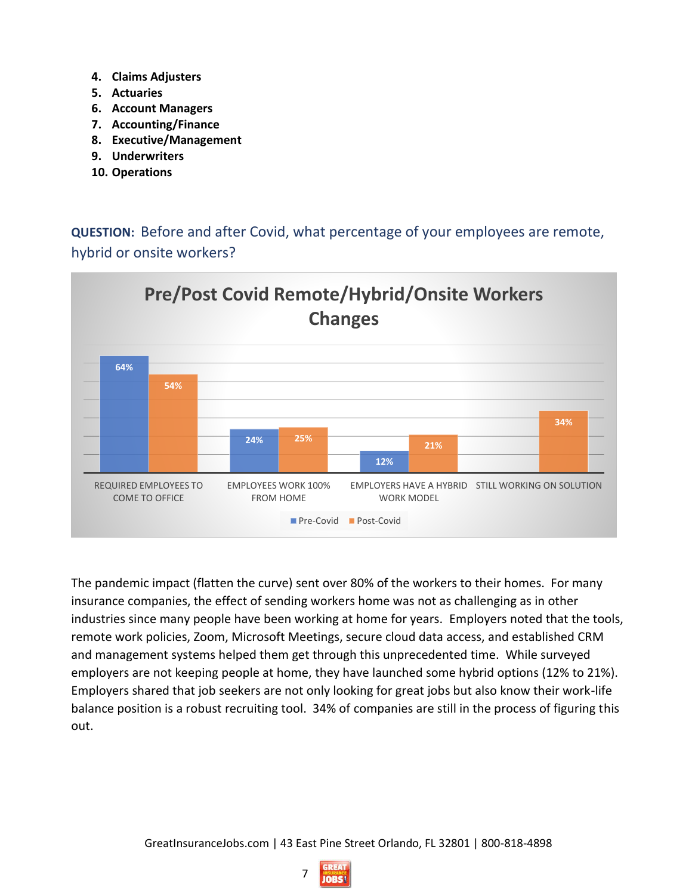4. **Claims Adjusters**
5. **Actuaries**
6. **Account Managers**
7. **Accounting/Finance**
8. **Executive/Management**
9. **Underwriters**
10. **Operations**

**QUESTION:** Before and after Covid, what percentage of your employees are remote, hybrid or onsite workers?

**Pre/Post Covid Remote/Hybrid/Onsite Workers Changes**

| | Pre-Covid | Post-Covid |
|---|---|---|
| REQUIRED EMPLOYEES TO COME TO OFFICE | 64% | 54% |
| EMPLOYEES WORK 100% FROM HOME | 24% | 25% |
| EMPLOYERS HAVE A HYBRID WORK MODEL | 12% | 21% |
| STILL WORKING ON SOLUTION | | 34% |

The pandemic impact (flatten the curve) sent over 80% of the workers to their homes. For many insurance companies, the effect of sending workers home was not as challenging as in other industries since many people have been working at home for years. Employers noted that the tools, remote work policies, Zoom, Microsoft Meetings, secure cloud data access, and established CRM and management systems helped them get through this unprecedented time. While surveyed employers are not keeping people at home, they have launched some hybrid options (12% to 21%). Employers shared that job seekers are not only looking for great jobs but also know their work-life balance position is a robust recruiting tool. 34% of companies are still in the process of figuring this out.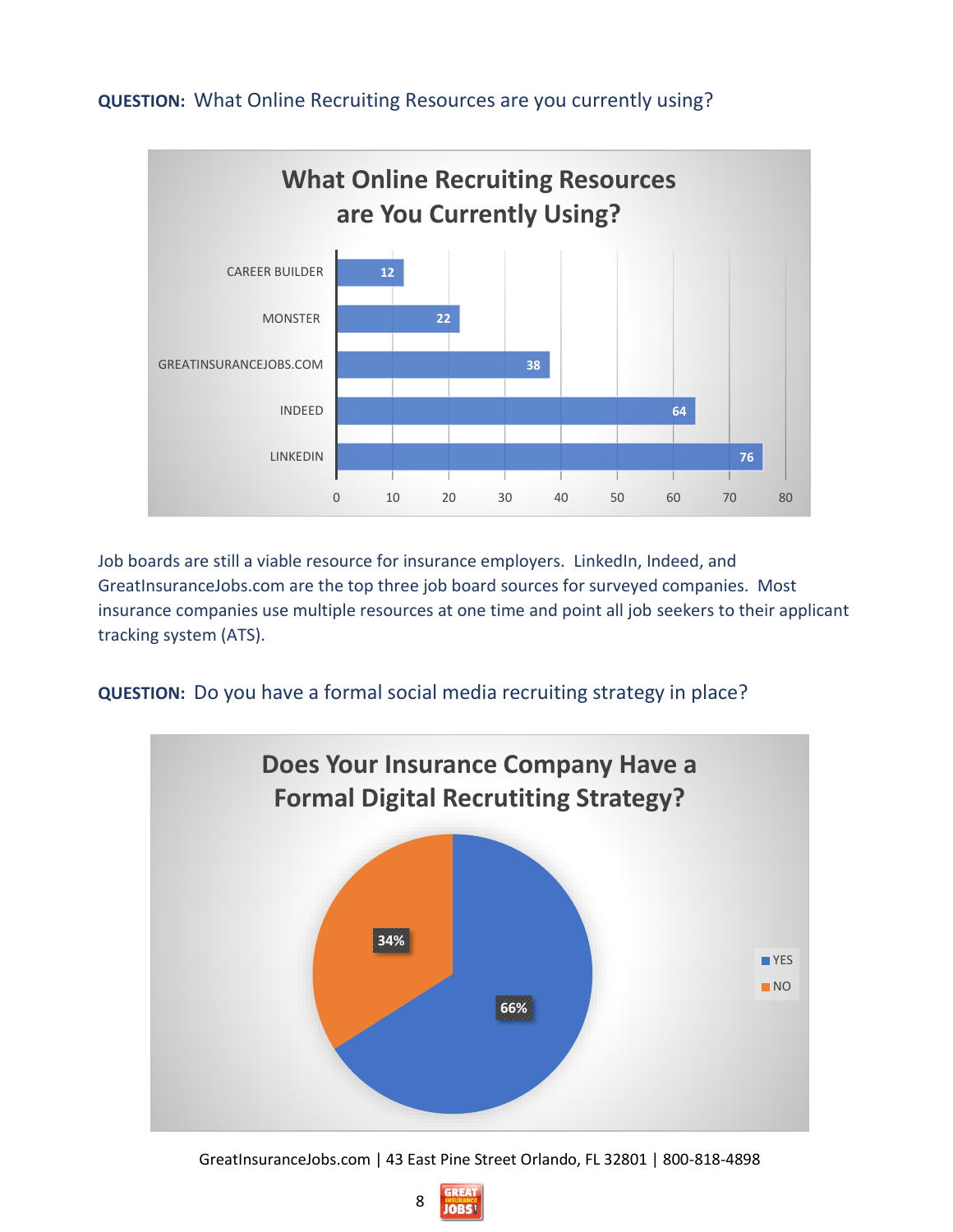**QUESTION:** What Online Recruiting Resources are you currently using?

**What Online Recruiting Resources are You Currently Using?**

| Resource | Value |
|---|---|
| CAREER BUILDER | 12 |
| MONSTER | 22 |
| GREATINSURANCEJOBS.COM | 38 |
| INDEED | 64 |
| LINKEDIN | 76 |

Job boards are still a viable resource for insurance employers. LinkedIn, Indeed, and GreatInsuranceJobs.com are the top three job board sources for surveyed companies. Most insurance companies use multiple resources at one time and point all job seekers to their applicant tracking system (ATS).

**QUESTION:** Do you have a formal social media recruiting strategy in place?

**Does Your Insurance Company Have a Formal Digital Recrutiting Strategy?**

| Response | Percentage |
|---|---|
| YES | 66% |
| NO | 34% |

GreatInsuranceJobs.com | 43 East Pine Street Orlando, FL 32801 | 800-818-4898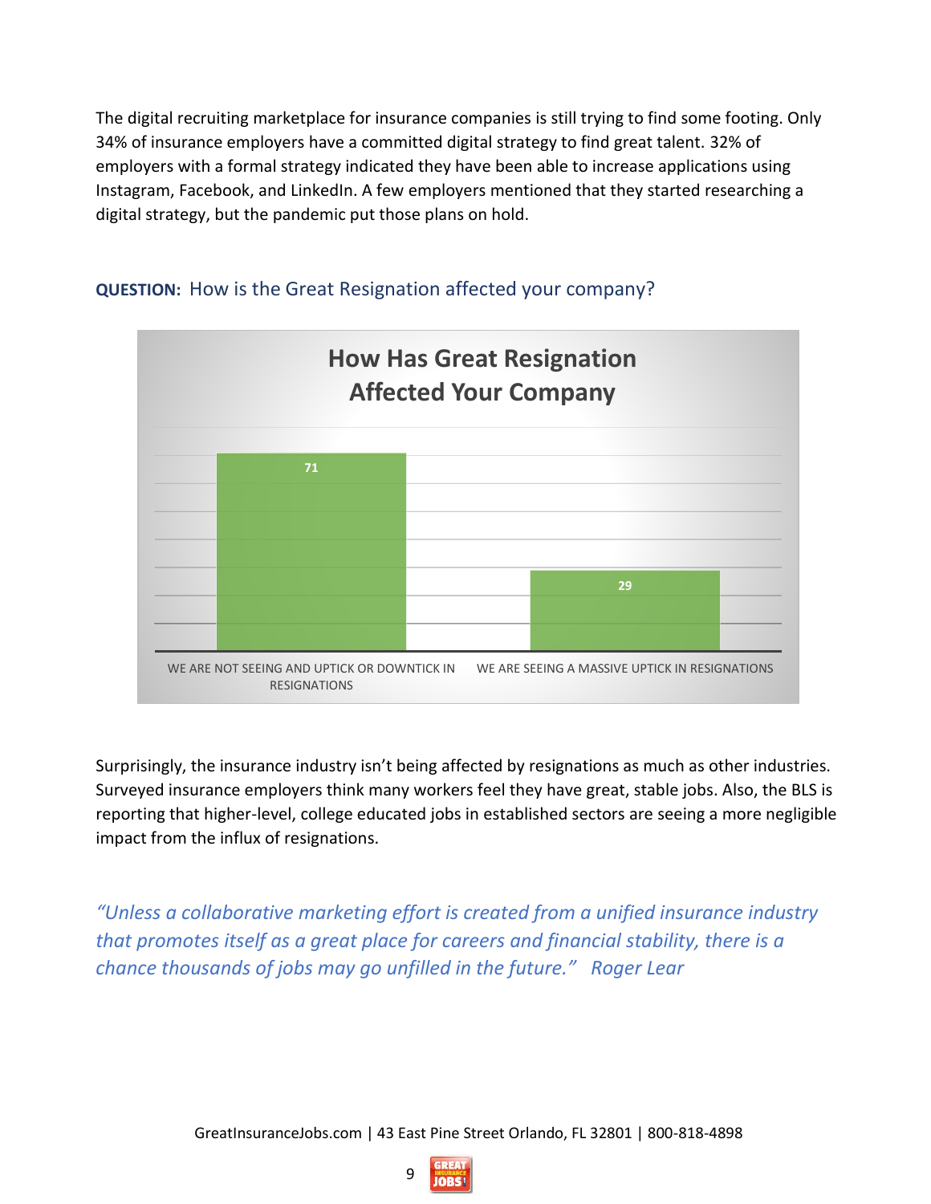The digital recruiting marketplace for insurance companies is still trying to find some footing. Only 34% of insurance employers have a committed digital strategy to find great talent. 32% of employers with a formal strategy indicated they have been able to increase applications using Instagram, Facebook, and LinkedIn. A few employers mentioned that they started researching a digital strategy, but the pandemic put those plans on hold.

**QUESTION:** How is the Great Resignation affected your company?

**How Has Great Resignation Affected Your Company**

| Response | Value |
|---|---|
| WE ARE NOT SEEING AND UPTICK OR DOWNTICK IN RESIGNATIONS | 71 |
| WE ARE SEEING A MASSIVE UPTICK IN RESIGNATIONS | 29 |

Surprisingly, the insurance industry isn't being affected by resignations as much as other industries. Surveyed insurance employers think many workers feel they have great, stable jobs. Also, the BLS is reporting that higher-level, college educated jobs in established sectors are seeing a more negligible impact from the influx of resignations.

*"Unless a collaborative marketing effort is created from a unified insurance industry that promotes itself as a great place for careers and financial stability, there is a chance thousands of jobs may go unfilled in the future." Roger Lear*

GreatInsuranceJobs.com | 43 East Pine Street Orlando, FL 32801 | 800-818-4898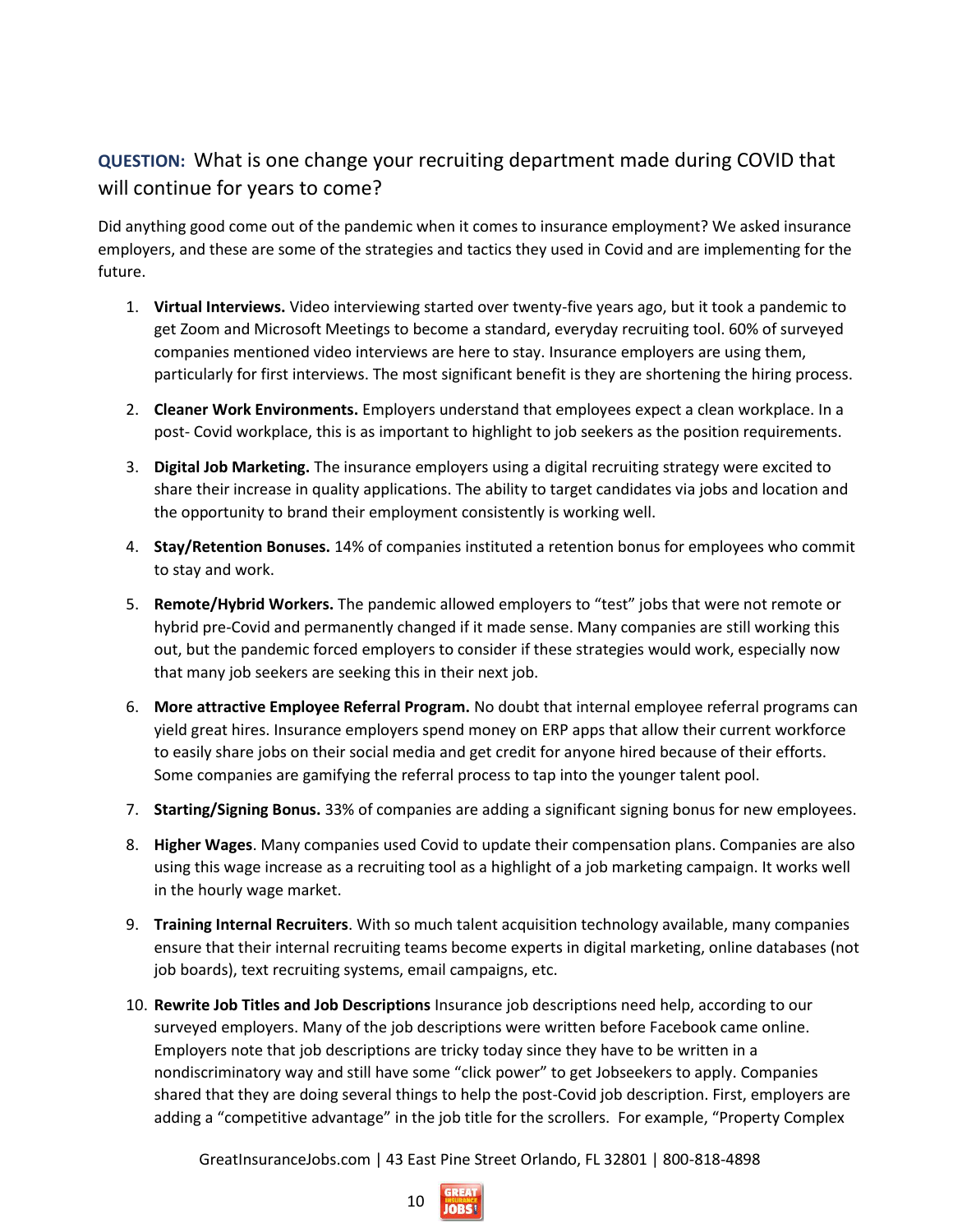**QUESTION:** What is one change your recruiting department made during COVID that will continue for years to come?

Did anything good come out of the pandemic when it comes to insurance employment? We asked insurance employers, and these are some of the strategies and tactics they used in Covid and are implementing for the future.

1. **Virtual Interviews.** Video interviewing started over twenty-five years ago, but it took a pandemic to get Zoom and Microsoft Meetings to become a standard, everyday recruiting tool. 60% of surveyed companies mentioned video interviews are here to stay. Insurance employers are using them, particularly for first interviews. The most significant benefit is they are shortening the hiring process.
2. **Cleaner Work Environments.** Employers understand that employees expect a clean workplace. In a post- Covid workplace, this is as important to highlight to job seekers as the position requirements.
3. **Digital Job Marketing.** The insurance employers using a digital recruiting strategy were excited to share their increase in quality applications. The ability to target candidates via jobs and location and the opportunity to brand their employment consistently is working well.
4. **Stay/Retention Bonuses.** 14% of companies instituted a retention bonus for employees who commit to stay and work.
5. **Remote/Hybrid Workers.** The pandemic allowed employers to "test" jobs that were not remote or hybrid pre-Covid and permanently changed if it made sense. Many companies are still working this out, but the pandemic forced employers to consider if these strategies would work, especially now that many job seekers are seeking this in their next job.
6. **More attractive Employee Referral Program.** No doubt that internal employee referral programs can yield great hires. Insurance employers spend money on ERP apps that allow their current workforce to easily share jobs on their social media and get credit for anyone hired because of their efforts. Some companies are gamifying the referral process to tap into the younger talent pool.
7. **Starting/Signing Bonus.** 33% of companies are adding a significant signing bonus for new employees.
8. **Higher Wages**. Many companies used Covid to update their compensation plans. Companies are also using this wage increase as a recruiting tool as a highlight of a job marketing campaign. It works well in the hourly wage market.
9. **Training Internal Recruiters**. With so much talent acquisition technology available, many companies ensure that their internal recruiting teams become experts in digital marketing, online databases (not job boards), text recruiting systems, email campaigns, etc.
10. **Rewrite Job Titles and Job Descriptions** Insurance job descriptions need help, according to our surveyed employers. Many of the job descriptions were written before Facebook came online. Employers note that job descriptions are tricky today since they have to be written in a nondiscriminatory way and still have some "click power" to get Jobseekers to apply. Companies shared that they are doing several things to help the post-Covid job description. First, employers are adding a "competitive advantage" in the job title for the scrollers. For example, "Property Complex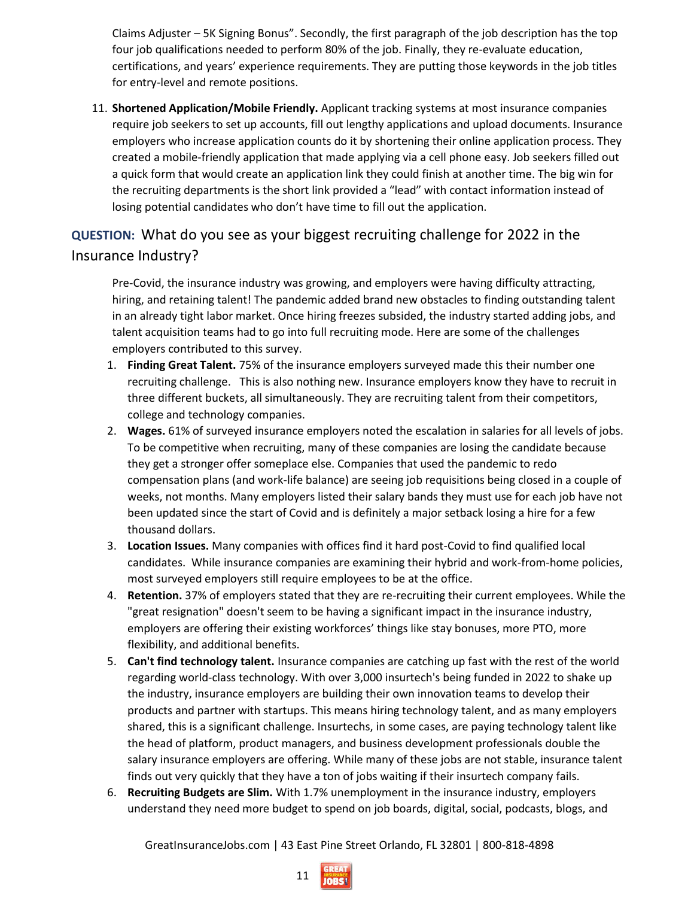Claims Adjuster – 5K Signing Bonus". Secondly, the first paragraph of the job description has the top four job qualifications needed to perform 80% of the job. Finally, they re-evaluate education, certifications, and years' experience requirements. They are putting those keywords in the job titles for entry-level and remote positions.

11. **Shortened Application/Mobile Friendly.** Applicant tracking systems at most insurance companies require job seekers to set up accounts, fill out lengthy applications and upload documents. Insurance employers who increase application counts do it by shortening their online application process. They created a mobile-friendly application that made applying via a cell phone easy. Job seekers filled out a quick form that would create an application link they could finish at another time. The big win for the recruiting departments is the short link provided a "lead" with contact information instead of losing potential candidates who don't have time to fill out the application.

## **QUESTION:** What do you see as your biggest recruiting challenge for 2022 in the Insurance Industry?

Pre-Covid, the insurance industry was growing, and employers were having difficulty attracting, hiring, and retaining talent! The pandemic added brand new obstacles to finding outstanding talent in an already tight labor market. Once hiring freezes subsided, the industry started adding jobs, and talent acquisition teams had to go into full recruiting mode. Here are some of the challenges employers contributed to this survey.

1. **Finding Great Talent.** 75% of the insurance employers surveyed made this their number one recruiting challenge. This is also nothing new. Insurance employers know they have to recruit in three different buckets, all simultaneously. They are recruiting talent from their competitors, college and technology companies.
2. **Wages.** 61% of surveyed insurance employers noted the escalation in salaries for all levels of jobs. To be competitive when recruiting, many of these companies are losing the candidate because they get a stronger offer someplace else. Companies that used the pandemic to redo compensation plans (and work-life balance) are seeing job requisitions being closed in a couple of weeks, not months. Many employers listed their salary bands they must use for each job have not been updated since the start of Covid and is definitely a major setback losing a hire for a few thousand dollars.
3. **Location Issues.** Many companies with offices find it hard post-Covid to find qualified local candidates. While insurance companies are examining their hybrid and work-from-home policies, most surveyed employers still require employees to be at the office.
4. **Retention.** 37% of employers stated that they are re-recruiting their current employees. While the "great resignation" doesn't seem to be having a significant impact in the insurance industry, employers are offering their existing workforces' things like stay bonuses, more PTO, more flexibility, and additional benefits.
5. **Can't find technology talent.** Insurance companies are catching up fast with the rest of the world regarding world-class technology. With over 3,000 insurtech's being funded in 2022 to shake up the industry, insurance employers are building their own innovation teams to develop their products and partner with startups. This means hiring technology talent, and as many employers shared, this is a significant challenge. Insurtechs, in some cases, are paying technology talent like the head of platform, product managers, and business development professionals double the salary insurance employers are offering. While many of these jobs are not stable, insurance talent finds out very quickly that they have a ton of jobs waiting if their insurtech company fails.
6. **Recruiting Budgets are Slim.** With 1.7% unemployment in the insurance industry, employers understand they need more budget to spend on job boards, digital, social, podcasts, blogs, and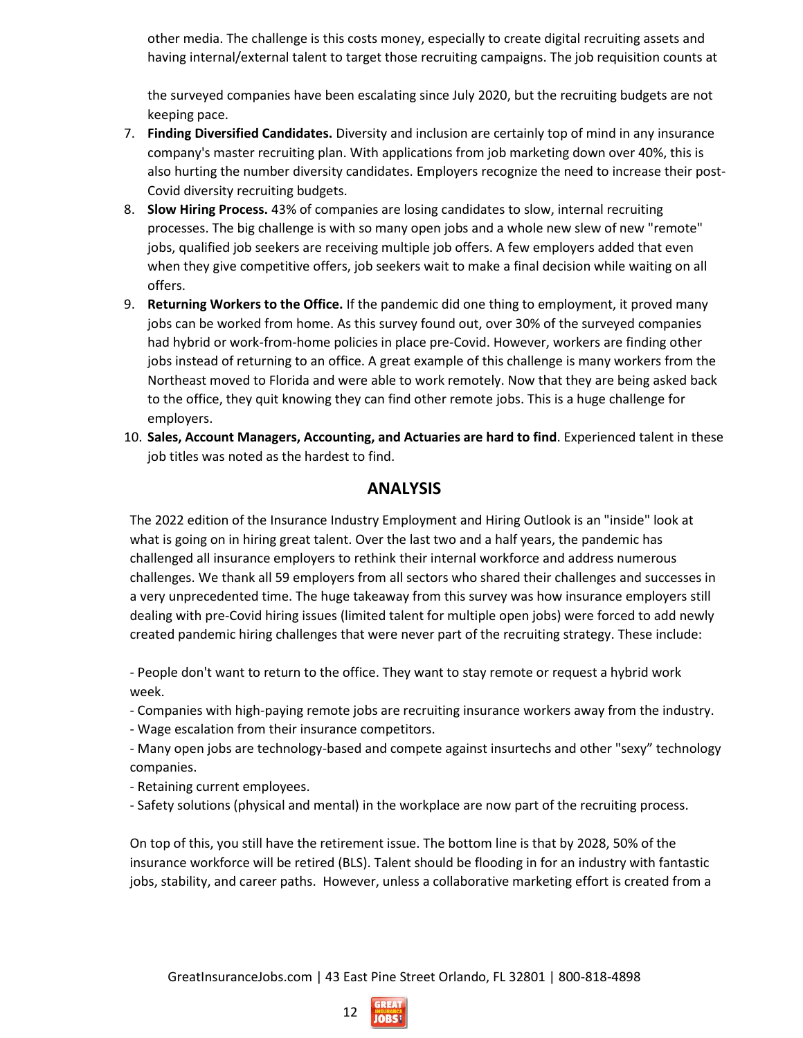other media. The challenge is this costs money, especially to create digital recruiting assets and having internal/external talent to target those recruiting campaigns. The job requisition counts at the surveyed companies have been escalating since July 2020, but the recruiting budgets are not keeping pace.

7. **Finding Diversified Candidates.** Diversity and inclusion are certainly top of mind in any insurance company's master recruiting plan. With applications from job marketing down over 40%, this is also hurting the number diversity candidates. Employers recognize the need to increase their post-Covid diversity recruiting budgets.
8. **Slow Hiring Process.** 43% of companies are losing candidates to slow, internal recruiting processes. The big challenge is with so many open jobs and a whole new slew of new "remote" jobs, qualified job seekers are receiving multiple job offers. A few employers added that even when they give competitive offers, job seekers wait to make a final decision while waiting on all offers.
9. **Returning Workers to the Office.** If the pandemic did one thing to employment, it proved many jobs can be worked from home. As this survey found out, over 30% of the surveyed companies had hybrid or work-from-home policies in place pre-Covid. However, workers are finding other jobs instead of returning to an office. A great example of this challenge is many workers from the Northeast moved to Florida and were able to work remotely. Now that they are being asked back to the office, they quit knowing they can find other remote jobs. This is a huge challenge for employers.
10. **Sales, Account Managers, Accounting, and Actuaries are hard to find**. Experienced talent in these job titles was noted as the hardest to find.

## ANALYSIS

The 2022 edition of the Insurance Industry Employment and Hiring Outlook is an "inside" look at what is going on in hiring great talent. Over the last two and a half years, the pandemic has challenged all insurance employers to rethink their internal workforce and address numerous challenges. We thank all 59 employers from all sectors who shared their challenges and successes in a very unprecedented time. The huge takeaway from this survey was how insurance employers still dealing with pre-Covid hiring issues (limited talent for multiple open jobs) were forced to add newly created pandemic hiring challenges that were never part of the recruiting strategy. These include:

- People don't want to return to the office. They want to stay remote or request a hybrid work week.
- Companies with high-paying remote jobs are recruiting insurance workers away from the industry.
- Wage escalation from their insurance competitors.
- Many open jobs are technology-based and compete against insurtechs and other "sexy" technology companies.
- Retaining current employees.
- Safety solutions (physical and mental) in the workplace are now part of the recruiting process.

On top of this, you still have the retirement issue. The bottom line is that by 2028, 50% of the insurance workforce will be retired (BLS). Talent should be flooding in for an industry with fantastic jobs, stability, and career paths. However, unless a collaborative marketing effort is created from a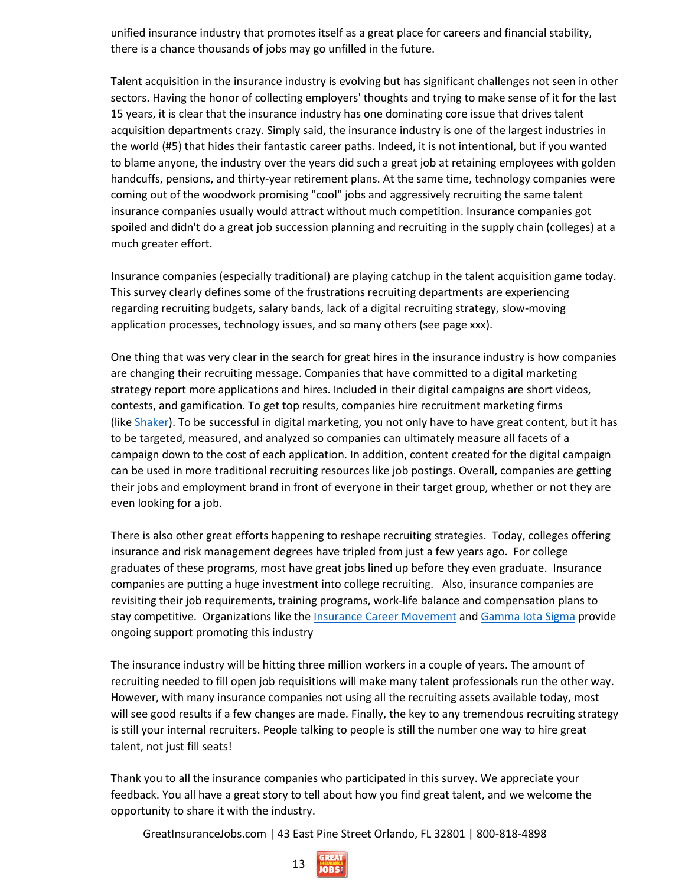unified insurance industry that promotes itself as a great place for careers and financial stability, there is a chance thousands of jobs may go unfilled in the future.

Talent acquisition in the insurance industry is evolving but has significant challenges not seen in other sectors. Having the honor of collecting employers' thoughts and trying to make sense of it for the last 15 years, it is clear that the insurance industry has one dominating core issue that drives talent acquisition departments crazy. Simply said, the insurance industry is one of the largest industries in the world (#5) that hides their fantastic career paths. Indeed, it is not intentional, but if you wanted to blame anyone, the industry over the years did such a great job at retaining employees with golden handcuffs, pensions, and thirty-year retirement plans. At the same time, technology companies were coming out of the woodwork promising "cool" jobs and aggressively recruiting the same talent insurance companies usually would attract without much competition. Insurance companies got spoiled and didn't do a great job succession planning and recruiting in the supply chain (colleges) at a much greater effort.

Insurance companies (especially traditional) are playing catchup in the talent acquisition game today. This survey clearly defines some of the frustrations recruiting departments are experiencing regarding recruiting budgets, salary bands, lack of a digital recruiting strategy, slow-moving application processes, technology issues, and so many others (see page xxx).

One thing that was very clear in the search for great hires in the insurance industry is how companies are changing their recruiting message. Companies that have committed to a digital marketing strategy report more applications and hires. Included in their digital campaigns are short videos, contests, and gamification. To get top results, companies hire recruitment marketing firms (like Shaker). To be successful in digital marketing, you not only have to have great content, but it has to be targeted, measured, and analyzed so companies can ultimately measure all facets of a campaign down to the cost of each application. In addition, content created for the digital campaign can be used in more traditional recruiting resources like job postings. Overall, companies are getting their jobs and employment brand in front of everyone in their target group, whether or not they are even looking for a job.

There is also other great efforts happening to reshape recruiting strategies. Today, colleges offering insurance and risk management degrees have tripled from just a few years ago. For college graduates of these programs, most have great jobs lined up before they even graduate. Insurance companies are putting a huge investment into college recruiting. Also, insurance companies are revisiting their job requirements, training programs, work-life balance and compensation plans to stay competitive. Organizations like the Insurance Career Movement and Gamma Iota Sigma provide ongoing support promoting this industry

The insurance industry will be hitting three million workers in a couple of years. The amount of recruiting needed to fill open job requisitions will make many talent professionals run the other way. However, with many insurance companies not using all the recruiting assets available today, most will see good results if a few changes are made. Finally, the key to any tremendous recruiting strategy is still your internal recruiters. People talking to people is still the number one way to hire great talent, not just fill seats!

Thank you to all the insurance companies who participated in this survey. We appreciate your feedback. You all have a great story to tell about how you find great talent, and we welcome the opportunity to share it with the industry.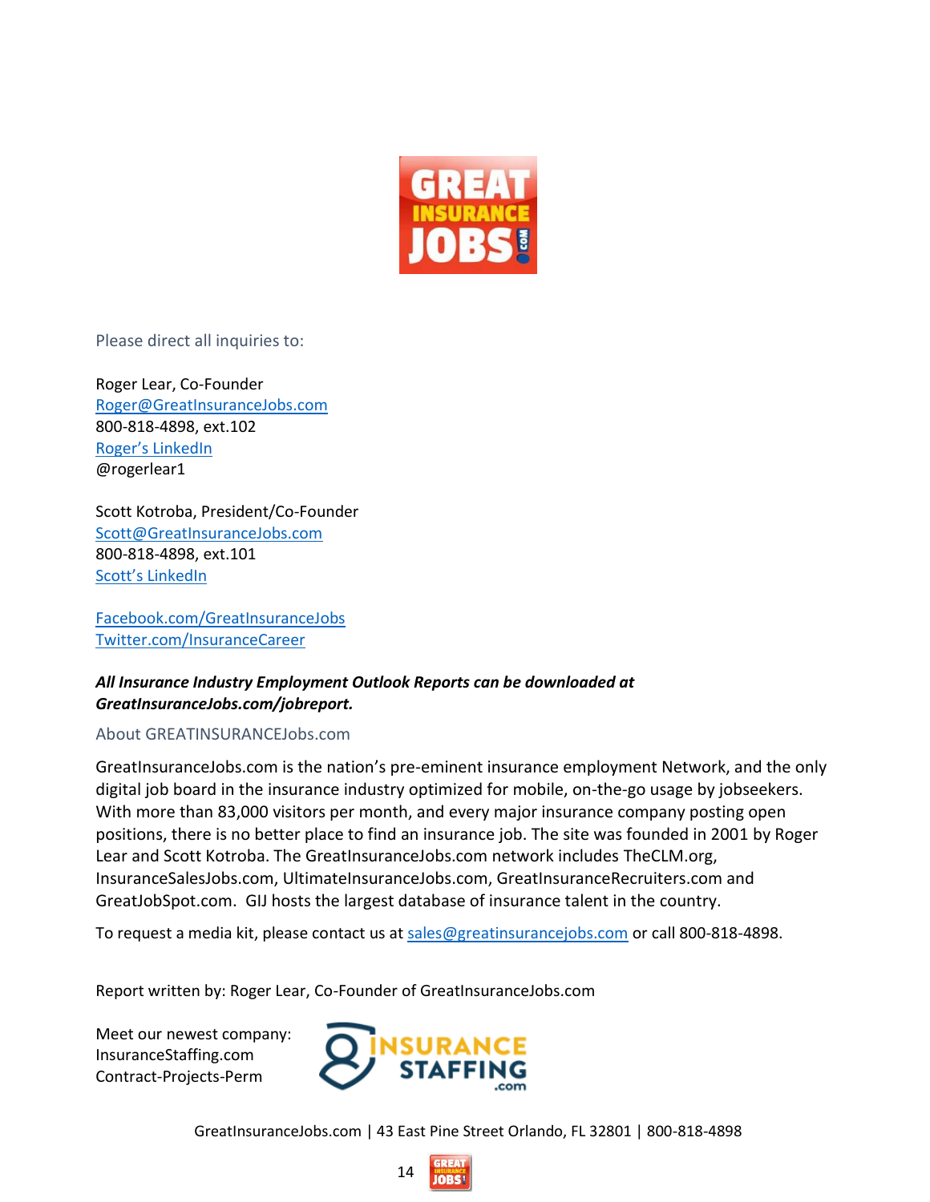Please direct all inquiries to:

Roger Lear, Co-Founder
Roger@GreatInsuranceJobs.com
800-818-4898, ext.102
Roger's LinkedIn
@rogerlear1

Scott Kotroba, President/Co-Founder
Scott@GreatInsuranceJobs.com
800-818-4898, ext.101
Scott's LinkedIn

Facebook.com/GreatInsuranceJobs
Twitter.com/InsuranceCareer

***All Insurance Industry Employment Outlook Reports can be downloaded at GreatInsuranceJobs.com/jobreport.***

## About GREATINSURANCEJobs.com

GreatInsuranceJobs.com is the nation's pre-eminent insurance employment Network, and the only digital job board in the insurance industry optimized for mobile, on-the-go usage by jobseekers. With more than 83,000 visitors per month, and every major insurance company posting open positions, there is no better place to find an insurance job. The site was founded in 2001 by Roger Lear and Scott Kotroba. The GreatInsuranceJobs.com network includes TheCLM.org, InsuranceSalesJobs.com, UltimateInsuranceJobs.com, GreatInsuranceRecruiters.com and GreatJobSpot.com. GIJ hosts the largest database of insurance talent in the country.

To request a media kit, please contact us at sales@greatinsurancejobs.com or call 800-818-4898.

Report written by: Roger Lear, Co-Founder of GreatInsuranceJobs.com

Meet our newest company:
InsuranceStaffing.com
Contract-Projects-Perm

GreatInsuranceJobs.com | 43 East Pine Street Orlando, FL 32801 | 800-818-4898